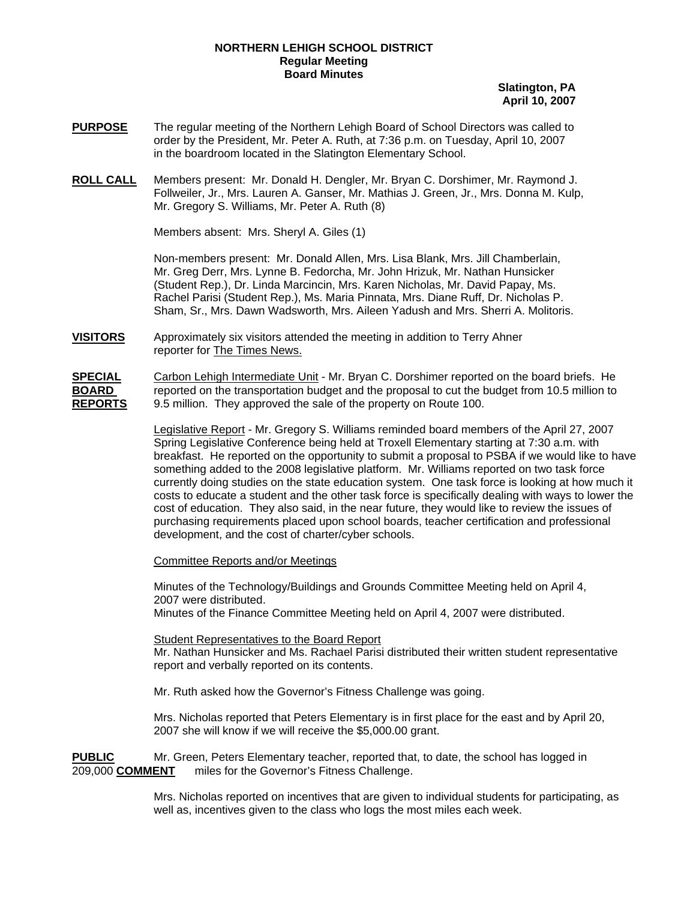**NORTHERN LEHIGH SCHOOL DISTRICT**
**Regular Meeting**
**Board Minutes**

**Slatington, PA**
**April 10, 2007**

**PURPOSE** The regular meeting of the Northern Lehigh Board of School Directors was called to order by the President, Mr. Peter A. Ruth, at 7:36 p.m. on Tuesday, April 10, 2007 in the boardroom located in the Slatington Elementary School.

**ROLL CALL** Members present: Mr. Donald H. Dengler, Mr. Bryan C. Dorshimer, Mr. Raymond J. Follweiler, Jr., Mrs. Lauren A. Ganser, Mr. Mathias J. Green, Jr., Mrs. Donna M. Kulp, Mr. Gregory S. Williams, Mr. Peter A. Ruth (8)

Members absent: Mrs. Sheryl A. Giles (1)

Non-members present: Mr. Donald Allen, Mrs. Lisa Blank, Mrs. Jill Chamberlain, Mr. Greg Derr, Mrs. Lynne B. Fedorcha, Mr. John Hrizuk, Mr. Nathan Hunsicker (Student Rep.), Dr. Linda Marcincin, Mrs. Karen Nicholas, Mr. David Papay, Ms. Rachel Parisi (Student Rep.), Ms. Maria Pinnata, Mrs. Diane Ruff, Dr. Nicholas P. Sham, Sr., Mrs. Dawn Wadsworth, Mrs. Aileen Yadush and Mrs. Sherri A. Molitoris.

**VISITORS** Approximately six visitors attended the meeting in addition to Terry Ahner reporter for The Times News.

**SPECIAL BOARD REPORTS** Carbon Lehigh Intermediate Unit - Mr. Bryan C. Dorshimer reported on the board briefs. He reported on the transportation budget and the proposal to cut the budget from 10.5 million to 9.5 million. They approved the sale of the property on Route 100.

Legislative Report - Mr. Gregory S. Williams reminded board members of the April 27, 2007 Spring Legislative Conference being held at Troxell Elementary starting at 7:30 a.m. with breakfast. He reported on the opportunity to submit a proposal to PSBA if we would like to have something added to the 2008 legislative platform. Mr. Williams reported on two task force currently doing studies on the state education system. One task force is looking at how much it costs to educate a student and the other task force is specifically dealing with ways to lower the cost of education. They also said, in the near future, they would like to review the issues of purchasing requirements placed upon school boards, teacher certification and professional development, and the cost of charter/cyber schools.

Committee Reports and/or Meetings

Minutes of the Technology/Buildings and Grounds Committee Meeting held on April 4, 2007 were distributed.
Minutes of the Finance Committee Meeting held on April 4, 2007 were distributed.

Student Representatives to the Board Report
Mr. Nathan Hunsicker and Ms. Rachael Parisi distributed their written student representative report and verbally reported on its contents.

Mr. Ruth asked how the Governor's Fitness Challenge was going.

Mrs. Nicholas reported that Peters Elementary is in first place for the east and by April 20, 2007 she will know if we will receive the $5,000.00 grant.

**PUBLIC COMMENT** Mr. Green, Peters Elementary teacher, reported that, to date, the school has logged in 209,000 miles for the Governor's Fitness Challenge.

Mrs. Nicholas reported on incentives that are given to individual students for participating, as well as, incentives given to the class who logs the most miles each week.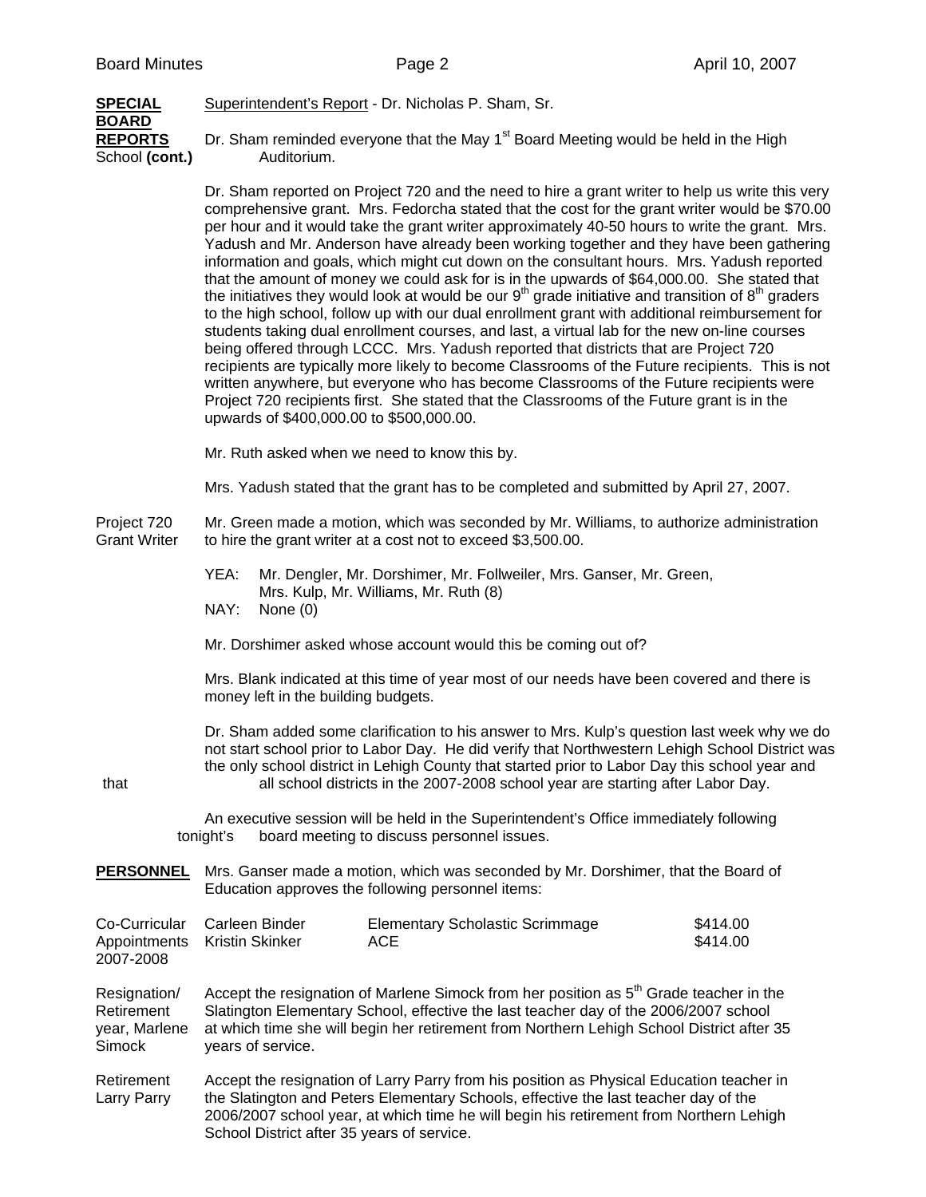**SPECIAL BOARD REPORTS** School **(cont.)**

Superintendent's Report - Dr. Nicholas P. Sham, Sr.

Dr. Sham reminded everyone that the May 1st Board Meeting would be held in the High Auditorium.

Dr. Sham reported on Project 720 and the need to hire a grant writer to help us write this very comprehensive grant. Mrs. Fedorcha stated that the cost for the grant writer would be $70.00 per hour and it would take the grant writer approximately 40-50 hours to write the grant. Mrs. Yadush and Mr. Anderson have already been working together and they have been gathering information and goals, which might cut down on the consultant hours. Mrs. Yadush reported that the amount of money we could ask for is in the upwards of $64,000.00. She stated that the initiatives they would look at would be our 9th grade initiative and transition of 8th graders to the high school, follow up with our dual enrollment grant with additional reimbursement for students taking dual enrollment courses, and last, a virtual lab for the new on-line courses being offered through LCCC. Mrs. Yadush reported that districts that are Project 720 recipients are typically more likely to become Classrooms of the Future recipients. This is not written anywhere, but everyone who has become Classrooms of the Future recipients were Project 720 recipients first. She stated that the Classrooms of the Future grant is in the upwards of $400,000.00 to $500,000.00.

Mr. Ruth asked when we need to know this by.

Mrs. Yadush stated that the grant has to be completed and submitted by April 27, 2007.

Project 720 Grant Writer

Mr. Green made a motion, which was seconded by Mr. Williams, to authorize administration to hire the grant writer at a cost not to exceed $3,500.00.

YEA: Mr. Dengler, Mr. Dorshimer, Mr. Follweiler, Mrs. Ganser, Mr. Green, Mrs. Kulp, Mr. Williams, Mr. Ruth (8)
NAY: None (0)

Mr. Dorshimer asked whose account would this be coming out of?

Mrs. Blank indicated at this time of year most of our needs have been covered and there is money left in the building budgets.

Dr. Sham added some clarification to his answer to Mrs. Kulp's question last week why we do not start school prior to Labor Day. He did verify that Northwestern Lehigh School District was the only school district in Lehigh County that started prior to Labor Day this school year and that all school districts in the 2007-2008 school year are starting after Labor Day.

An executive session will be held in the Superintendent's Office immediately following tonight's board meeting to discuss personnel issues.

**PERSONNEL**

Mrs. Ganser made a motion, which was seconded by Mr. Dorshimer, that the Board of Education approves the following personnel items:

| Co-Curricular Appointments 2007-2008 | Carleen Binder | Elementary Scholastic Scrimmage | $414.00 |
|---|---|---|---|
| | Kristin Skinker | ACE | $414.00 |

Resignation/ Retirement year, Marlene Simock

Accept the resignation of Marlene Simock from her position as 5th Grade teacher in the Slatington Elementary School, effective the last teacher day of the 2006/2007 school at which time she will begin her retirement from Northern Lehigh School District after 35 years of service.

Retirement Larry Parry

Accept the resignation of Larry Parry from his position as Physical Education teacher in the Slatington and Peters Elementary Schools, effective the last teacher day of the 2006/2007 school year, at which time he will begin his retirement from Northern Lehigh School District after 35 years of service.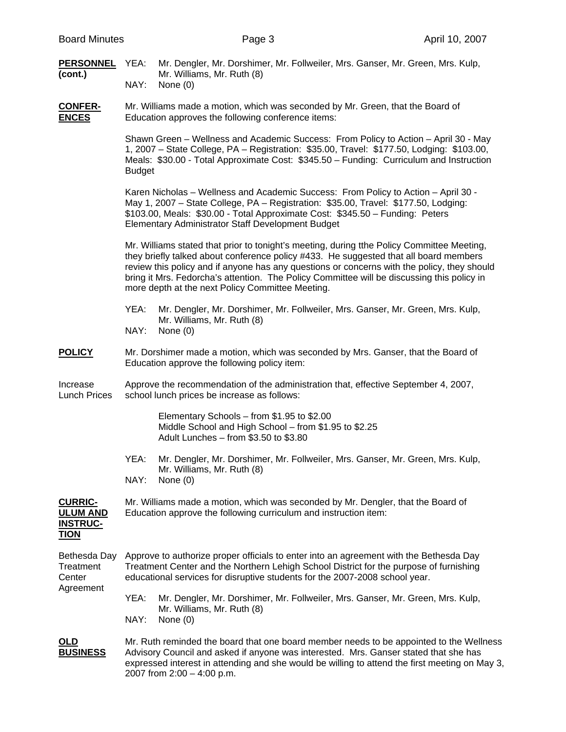**PERSONNEL (cont.)**

YEA: Mr. Dengler, Mr. Dorshimer, Mr. Follweiler, Mrs. Ganser, Mr. Green, Mrs. Kulp, Mr. Williams, Mr. Ruth (8)
NAY: None (0)

**CONFER-ENCES**

Mr. Williams made a motion, which was seconded by Mr. Green, that the Board of Education approves the following conference items:

Shawn Green – Wellness and Academic Success: From Policy to Action – April 30 - May 1, 2007 – State College, PA – Registration: $35.00, Travel: $177.50, Lodging: $103.00, Meals: $30.00 - Total Approximate Cost: $345.50 – Funding: Curriculum and Instruction Budget

Karen Nicholas – Wellness and Academic Success: From Policy to Action – April 30 - May 1, 2007 – State College, PA – Registration: $35.00, Travel: $177.50, Lodging: $103.00, Meals: $30.00 - Total Approximate Cost: $345.50 – Funding: Peters Elementary Administrator Staff Development Budget

Mr. Williams stated that prior to tonight's meeting, during tthe Policy Committee Meeting, they briefly talked about conference policy #433. He suggested that all board members review this policy and if anyone has any questions or concerns with the policy, they should bring it Mrs. Fedorcha's attention. The Policy Committee will be discussing this policy in more depth at the next Policy Committee Meeting.

YEA: Mr. Dengler, Mr. Dorshimer, Mr. Follweiler, Mrs. Ganser, Mr. Green, Mrs. Kulp, Mr. Williams, Mr. Ruth (8)
NAY: None (0)

**POLICY**

Mr. Dorshimer made a motion, which was seconded by Mrs. Ganser, that the Board of Education approve the following policy item:

Increase Lunch Prices

Approve the recommendation of the administration that, effective September 4, 2007, school lunch prices be increase as follows:

Elementary Schools – from $1.95 to $2.00
Middle School and High School – from $1.95 to $2.25
Adult Lunches – from $3.50 to $3.80

YEA: Mr. Dengler, Mr. Dorshimer, Mr. Follweiler, Mrs. Ganser, Mr. Green, Mrs. Kulp, Mr. Williams, Mr. Ruth (8)
NAY: None (0)

**CURRIC-ULUM AND INSTRUC-TION**

Mr. Williams made a motion, which was seconded by Mr. Dengler, that the Board of Education approve the following curriculum and instruction item:

Bethesda Day Treatment Center Agreement

Approve to authorize proper officials to enter into an agreement with the Bethesda Day Treatment Center and the Northern Lehigh School District for the purpose of furnishing educational services for disruptive students for the 2007-2008 school year.

YEA: Mr. Dengler, Mr. Dorshimer, Mr. Follweiler, Mrs. Ganser, Mr. Green, Mrs. Kulp, Mr. Williams, Mr. Ruth (8)
NAY: None (0)

**OLD BUSINESS**

Mr. Ruth reminded the board that one board member needs to be appointed to the Wellness Advisory Council and asked if anyone was interested. Mrs. Ganser stated that she has expressed interest in attending and she would be willing to attend the first meeting on May 3, 2007 from 2:00 – 4:00 p.m.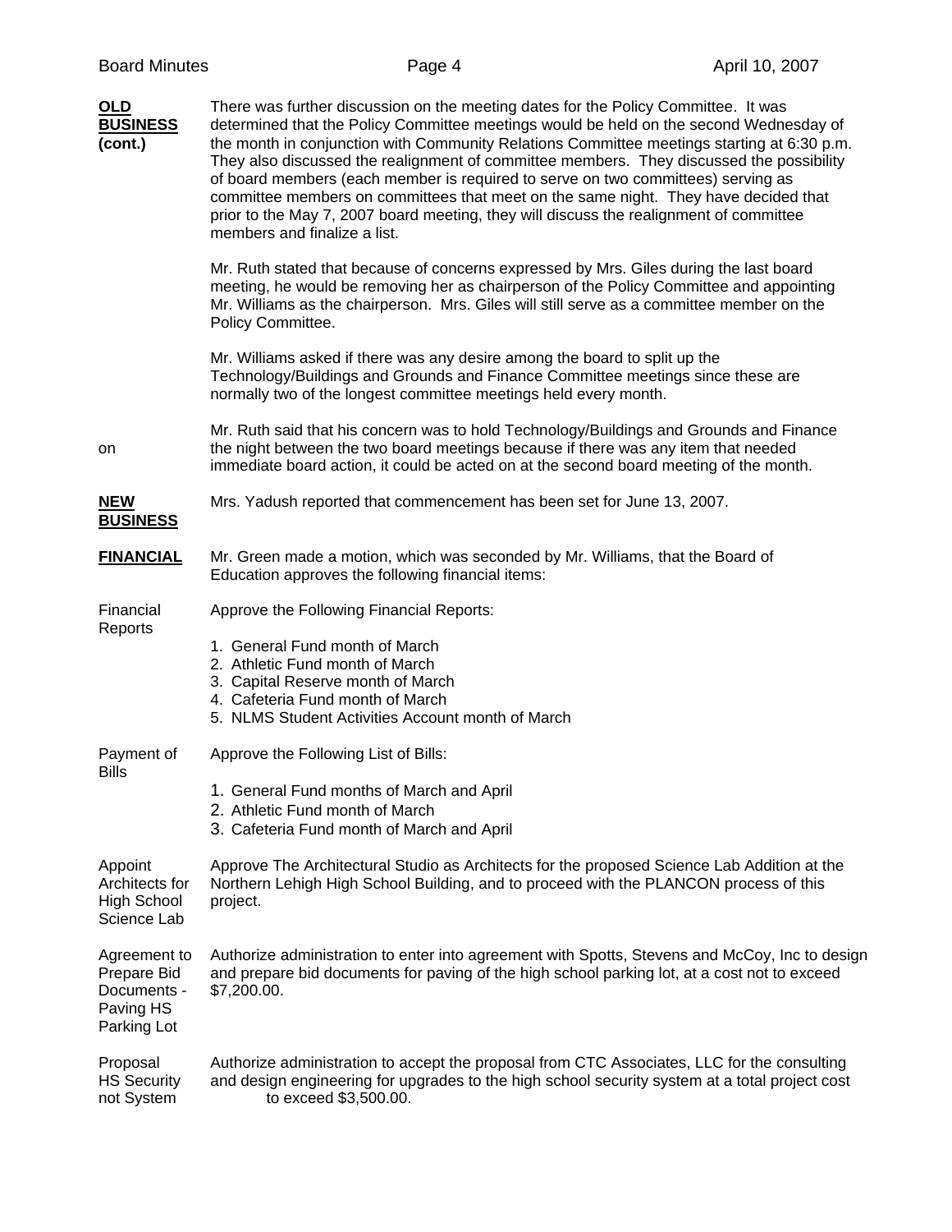**OLD BUSINESS (cont.)**

There was further discussion on the meeting dates for the Policy Committee. It was determined that the Policy Committee meetings would be held on the second Wednesday of the month in conjunction with Community Relations Committee meetings starting at 6:30 p.m. They also discussed the realignment of committee members. They discussed the possibility of board members (each member is required to serve on two committees) serving as committee members on committees that meet on the same night. They have decided that prior to the May 7, 2007 board meeting, they will discuss the realignment of committee members and finalize a list.

Mr. Ruth stated that because of concerns expressed by Mrs. Giles during the last board meeting, he would be removing her as chairperson of the Policy Committee and appointing Mr. Williams as the chairperson. Mrs. Giles will still serve as a committee member on the Policy Committee.

Mr. Williams asked if there was any desire among the board to split up the Technology/Buildings and Grounds and Finance Committee meetings since these are normally two of the longest committee meetings held every month.

on

Mr. Ruth said that his concern was to hold Technology/Buildings and Grounds and Finance the night between the two board meetings because if there was any item that needed immediate board action, it could be acted on at the second board meeting of the month.

**NEW BUSINESS**

Mrs. Yadush reported that commencement has been set for June 13, 2007.

**FINANCIAL**

Mr. Green made a motion, which was seconded by Mr. Williams, that the Board of Education approves the following financial items:

Financial Reports

Approve the Following Financial Reports:

1. General Fund month of March
2. Athletic Fund month of March
3. Capital Reserve month of March
4. Cafeteria Fund month of March
5. NLMS Student Activities Account month of March

Payment of Bills

Approve the Following List of Bills:

1. General Fund months of March and April
2. Athletic Fund month of March
3. Cafeteria Fund month of March and April

Appoint Architects for High School Science Lab

Approve The Architectural Studio as Architects for the proposed Science Lab Addition at the Northern Lehigh High School Building, and to proceed with the PLANCON process of this project.

Agreement to Prepare Bid Documents - Paving HS Parking Lot

Authorize administration to enter into agreement with Spotts, Stevens and McCoy, Inc to design and prepare bid documents for paving of the high school parking lot, at a cost not to exceed $7,200.00.

Proposal HS Security not System

Authorize administration to accept the proposal from CTC Associates, LLC for the consulting and design engineering for upgrades to the high school security system at a total project cost to exceed $3,500.00.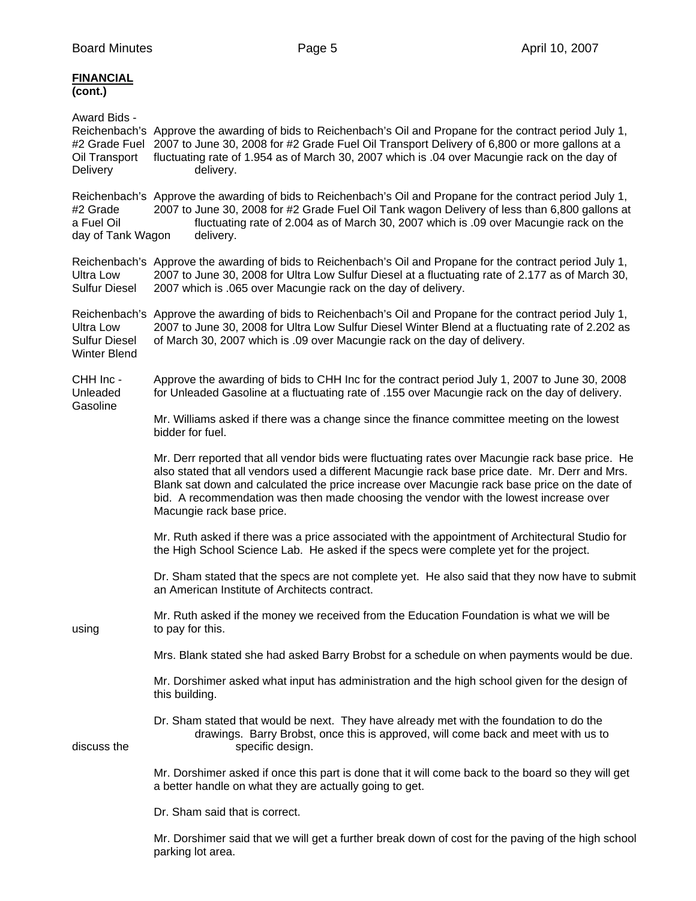**FINANCIAL**
**(cont.)**

Award Bids -
Reichenbach's #2 Grade Fuel Oil Transport Delivery

Approve the awarding of bids to Reichenbach's Oil and Propane for the contract period July 1, 2007 to June 30, 2008 for #2 Grade Fuel Oil Transport Delivery of 6,800 or more gallons at a fluctuating rate of 1.954 as of March 30, 2007 which is .04 over Macungie rack on the day of delivery.

Reichenbach's #2 Grade a Fuel Oil day of Tank Wagon

Approve the awarding of bids to Reichenbach's Oil and Propane for the contract period July 1, 2007 to June 30, 2008 for #2 Grade Fuel Oil Tank wagon Delivery of less than 6,800 gallons at fluctuating rate of 2.004 as of March 30, 2007 which is .09 over Macungie rack on the delivery.

Reichenbach's Ultra Low Sulfur Diesel

Approve the awarding of bids to Reichenbach's Oil and Propane for the contract period July 1, 2007 to June 30, 2008 for Ultra Low Sulfur Diesel at a fluctuating rate of 2.177 as of March 30, 2007 which is .065 over Macungie rack on the day of delivery.

Reichenbach's Ultra Low Sulfur Diesel Winter Blend

Approve the awarding of bids to Reichenbach's Oil and Propane for the contract period July 1, 2007 to June 30, 2008 for Ultra Low Sulfur Diesel Winter Blend at a fluctuating rate of 2.202 as of March 30, 2007 which is .09 over Macungie rack on the day of delivery.

CHH Inc - Unleaded Gasoline

Approve the awarding of bids to CHH Inc for the contract period July 1, 2007 to June 30, 2008 for Unleaded Gasoline at a fluctuating rate of .155 over Macungie rack on the day of delivery.

Mr. Williams asked if there was a change since the finance committee meeting on the lowest bidder for fuel.

Mr. Derr reported that all vendor bids were fluctuating rates over Macungie rack base price. He also stated that all vendors used a different Macungie rack base price date. Mr. Derr and Mrs. Blank sat down and calculated the price increase over Macungie rack base price on the date of bid. A recommendation was then made choosing the vendor with the lowest increase over Macungie rack base price.

Mr. Ruth asked if there was a price associated with the appointment of Architectural Studio for the High School Science Lab. He asked if the specs were complete yet for the project.

Dr. Sham stated that the specs are not complete yet. He also said that they now have to submit an American Institute of Architects contract.

Mr. Ruth asked if the money we received from the Education Foundation is what we will be using to pay for this.

Mrs. Blank stated she had asked Barry Brobst for a schedule on when payments would be due.

Mr. Dorshimer asked what input has administration and the high school given for the design of this building.

Dr. Sham stated that would be next. They have already met with the foundation to do the drawings. Barry Brobst, once this is approved, will come back and meet with us to discuss the specific design.

Mr. Dorshimer asked if once this part is done that it will come back to the board so they will get a better handle on what they are actually going to get.

Dr. Sham said that is correct.

Mr. Dorshimer said that we will get a further break down of cost for the paving of the high school parking lot area.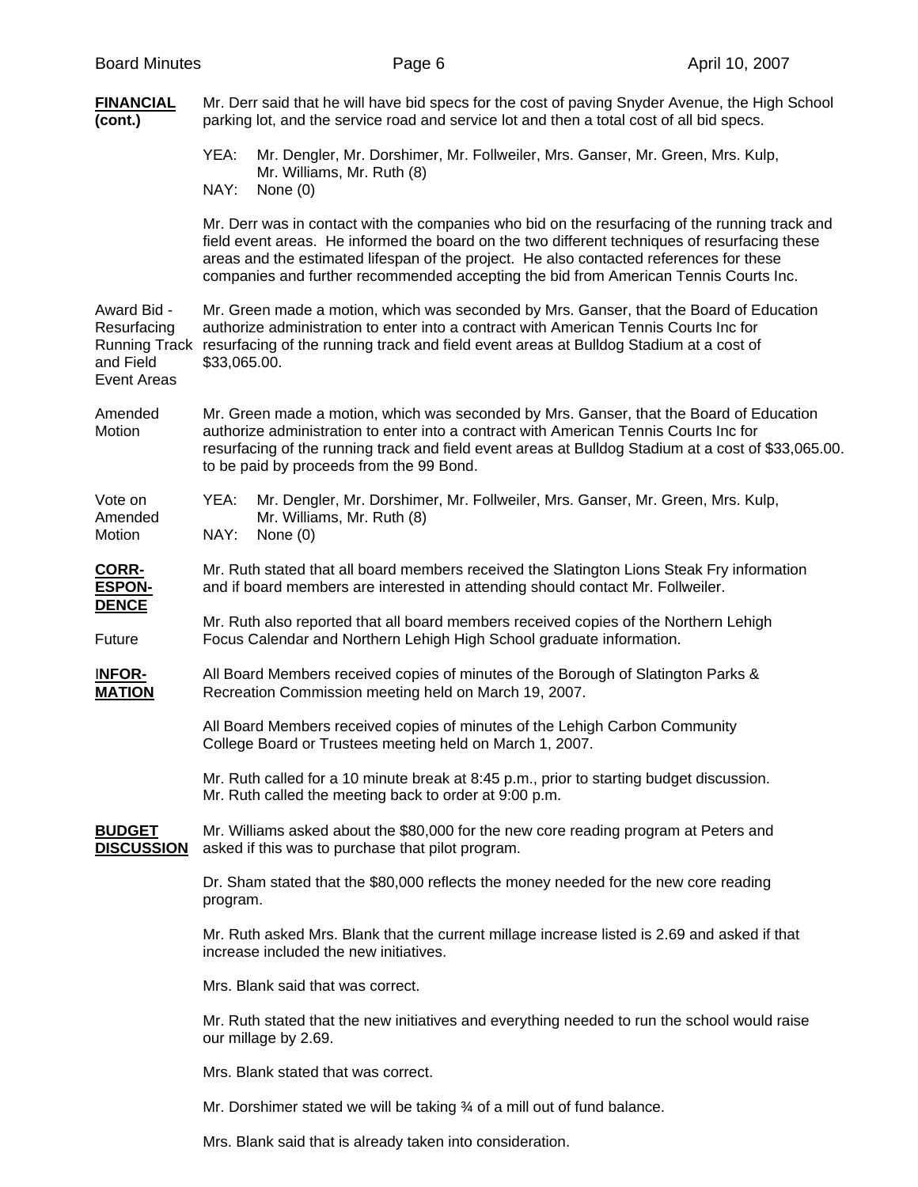**FINANCIAL (cont.)**

Mr. Derr said that he will have bid specs for the cost of paving Snyder Avenue, the High School parking lot, and the service road and service lot and then a total cost of all bid specs.

YEA: Mr. Dengler, Mr. Dorshimer, Mr. Follweiler, Mrs. Ganser, Mr. Green, Mrs. Kulp, Mr. Williams, Mr. Ruth (8)
NAY: None (0)

Mr. Derr was in contact with the companies who bid on the resurfacing of the running track and field event areas. He informed the board on the two different techniques of resurfacing these areas and the estimated lifespan of the project. He also contacted references for these companies and further recommended accepting the bid from American Tennis Courts Inc.

Award Bid - Resurfacing Running Track and Field Event Areas

Mr. Green made a motion, which was seconded by Mrs. Ganser, that the Board of Education authorize administration to enter into a contract with American Tennis Courts Inc for resurfacing of the running track and field event areas at Bulldog Stadium at a cost of $33,065.00.

Amended Motion

Mr. Green made a motion, which was seconded by Mrs. Ganser, that the Board of Education authorize administration to enter into a contract with American Tennis Courts Inc for resurfacing of the running track and field event areas at Bulldog Stadium at a cost of $33,065.00. to be paid by proceeds from the 99 Bond.

Vote on Amended Motion

YEA: Mr. Dengler, Mr. Dorshimer, Mr. Follweiler, Mrs. Ganser, Mr. Green, Mrs. Kulp, Mr. Williams, Mr. Ruth (8)
NAY: None (0)

**CORR-ESPON-DENCE**

Mr. Ruth stated that all board members received the Slatington Lions Steak Fry information and if board members are interested in attending should contact Mr. Follweiler.

Future

Mr. Ruth also reported that all board members received copies of the Northern Lehigh Focus Calendar and Northern Lehigh High School graduate information.

**INFOR-MATION**

All Board Members received copies of minutes of the Borough of Slatington Parks & Recreation Commission meeting held on March 19, 2007.

All Board Members received copies of minutes of the Lehigh Carbon Community College Board or Trustees meeting held on March 1, 2007.

Mr. Ruth called for a 10 minute break at 8:45 p.m., prior to starting budget discussion. Mr. Ruth called the meeting back to order at 9:00 p.m.

**BUDGET DISCUSSION**

Mr. Williams asked about the $80,000 for the new core reading program at Peters and asked if this was to purchase that pilot program.

Dr. Sham stated that the $80,000 reflects the money needed for the new core reading program.

Mr. Ruth asked Mrs. Blank that the current millage increase listed is 2.69 and asked if that increase included the new initiatives.

Mrs. Blank said that was correct.

Mr. Ruth stated that the new initiatives and everything needed to run the school would raise our millage by 2.69.

Mrs. Blank stated that was correct.

Mr. Dorshimer stated we will be taking ¾ of a mill out of fund balance.

Mrs. Blank said that is already taken into consideration.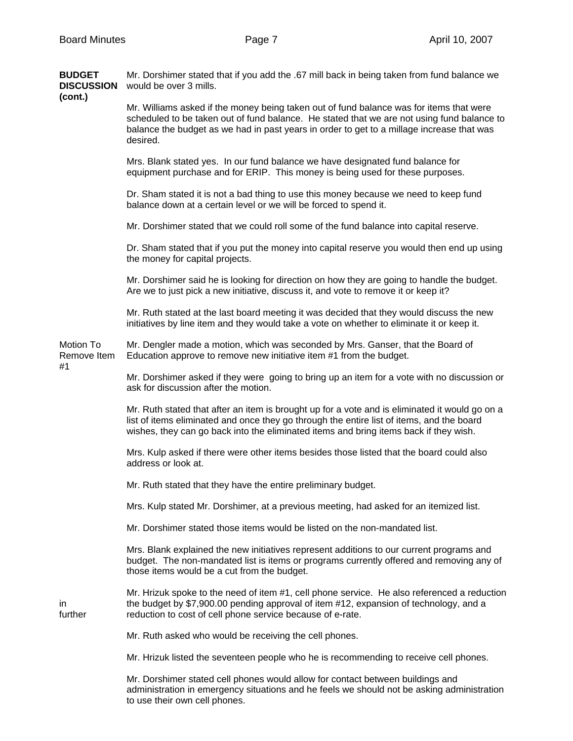**BUDGET DISCUSSION (cont.)**

Mr. Dorshimer stated that if you add the .67 mill back in being taken from fund balance we would be over 3 mills.

Mr. Williams asked if the money being taken out of fund balance was for items that were scheduled to be taken out of fund balance. He stated that we are not using fund balance to balance the budget as we had in past years in order to get to a millage increase that was desired.

Mrs. Blank stated yes. In our fund balance we have designated fund balance for equipment purchase and for ERIP. This money is being used for these purposes.

Dr. Sham stated it is not a bad thing to use this money because we need to keep fund balance down at a certain level or we will be forced to spend it.

Mr. Dorshimer stated that we could roll some of the fund balance into capital reserve.

Dr. Sham stated that if you put the money into capital reserve you would then end up using the money for capital projects.

Mr. Dorshimer said he is looking for direction on how they are going to handle the budget. Are we to just pick a new initiative, discuss it, and vote to remove it or keep it?

Mr. Ruth stated at the last board meeting it was decided that they would discuss the new initiatives by line item and they would take a vote on whether to eliminate it or keep it.

**Motion To Remove Item #1**

Mr. Dengler made a motion, which was seconded by Mrs. Ganser, that the Board of Education approve to remove new initiative item #1 from the budget.

Mr. Dorshimer asked if they were going to bring up an item for a vote with no discussion or ask for discussion after the motion.

Mr. Ruth stated that after an item is brought up for a vote and is eliminated it would go on a list of items eliminated and once they go through the entire list of items, and the board wishes, they can go back into the eliminated items and bring items back if they wish.

Mrs. Kulp asked if there were other items besides those listed that the board could also address or look at.

Mr. Ruth stated that they have the entire preliminary budget.

Mrs. Kulp stated Mr. Dorshimer, at a previous meeting, had asked for an itemized list.

Mr. Dorshimer stated those items would be listed on the non-mandated list.

Mrs. Blank explained the new initiatives represent additions to our current programs and budget. The non-mandated list is items or programs currently offered and removing any of those items would be a cut from the budget.

Mr. Hrizuk spoke to the need of item #1, cell phone service. He also referenced a reduction in the budget by $7,900.00 pending approval of item #12, expansion of technology, and a further reduction to cost of cell phone service because of e-rate.

Mr. Ruth asked who would be receiving the cell phones.

Mr. Hrizuk listed the seventeen people who he is recommending to receive cell phones.

Mr. Dorshimer stated cell phones would allow for contact between buildings and administration in emergency situations and he feels we should not be asking administration to use their own cell phones.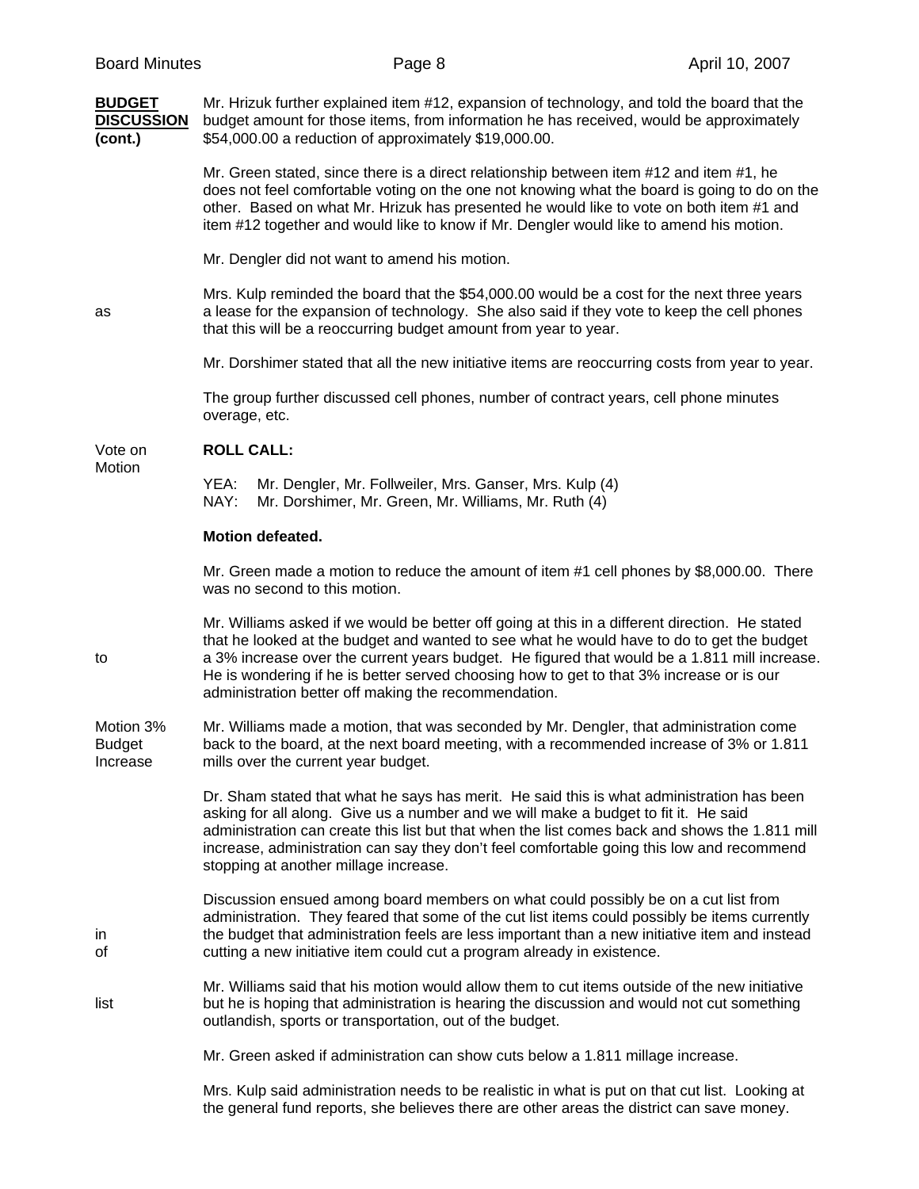**BUDGET DISCUSSION (cont.)**

Mr. Hrizuk further explained item #12, expansion of technology, and told the board that the budget amount for those items, from information he has received, would be approximately $54,000.00 a reduction of approximately $19,000.00.

Mr. Green stated, since there is a direct relationship between item #12 and item #1, he does not feel comfortable voting on the one not knowing what the board is going to do on the other. Based on what Mr. Hrizuk has presented he would like to vote on both item #1 and item #12 together and would like to know if Mr. Dengler would like to amend his motion.

Mr. Dengler did not want to amend his motion.

Mrs. Kulp reminded the board that the $54,000.00 would be a cost for the next three years as a lease for the expansion of technology. She also said if they vote to keep the cell phones that this will be a reoccurring budget amount from year to year.

Mr. Dorshimer stated that all the new initiative items are reoccurring costs from year to year.

The group further discussed cell phones, number of contract years, cell phone minutes overage, etc.

Vote on Motion

**ROLL CALL:**

YEA: Mr. Dengler, Mr. Follweiler, Mrs. Ganser, Mrs. Kulp (4)
NAY: Mr. Dorshimer, Mr. Green, Mr. Williams, Mr. Ruth (4)

**Motion defeated.**

Mr. Green made a motion to reduce the amount of item #1 cell phones by $8,000.00. There was no second to this motion.

Mr. Williams asked if we would be better off going at this in a different direction. He stated that he looked at the budget and wanted to see what he would have to do to get the budget to a 3% increase over the current years budget. He figured that would be a 1.811 mill increase. He is wondering if he is better served choosing how to get to that 3% increase or is our administration better off making the recommendation.

Motion 3% Budget Increase

Mr. Williams made a motion, that was seconded by Mr. Dengler, that administration come back to the board, at the next board meeting, with a recommended increase of 3% or 1.811 mills over the current year budget.

Dr. Sham stated that what he says has merit. He said this is what administration has been asking for all along. Give us a number and we will make a budget to fit it. He said administration can create this list but that when the list comes back and shows the 1.811 mill increase, administration can say they don't feel comfortable going this low and recommend stopping at another millage increase.

Discussion ensued among board members on what could possibly be on a cut list from administration. They feared that some of the cut list items could possibly be items currently in the budget that administration feels are less important than a new initiative item and instead of cutting a new initiative item could cut a program already in existence.

Mr. Williams said that his motion would allow them to cut items outside of the new initiative list but he is hoping that administration is hearing the discussion and would not cut something outlandish, sports or transportation, out of the budget.

Mr. Green asked if administration can show cuts below a 1.811 millage increase.

Mrs. Kulp said administration needs to be realistic in what is put on that cut list. Looking at the general fund reports, she believes there are other areas the district can save money.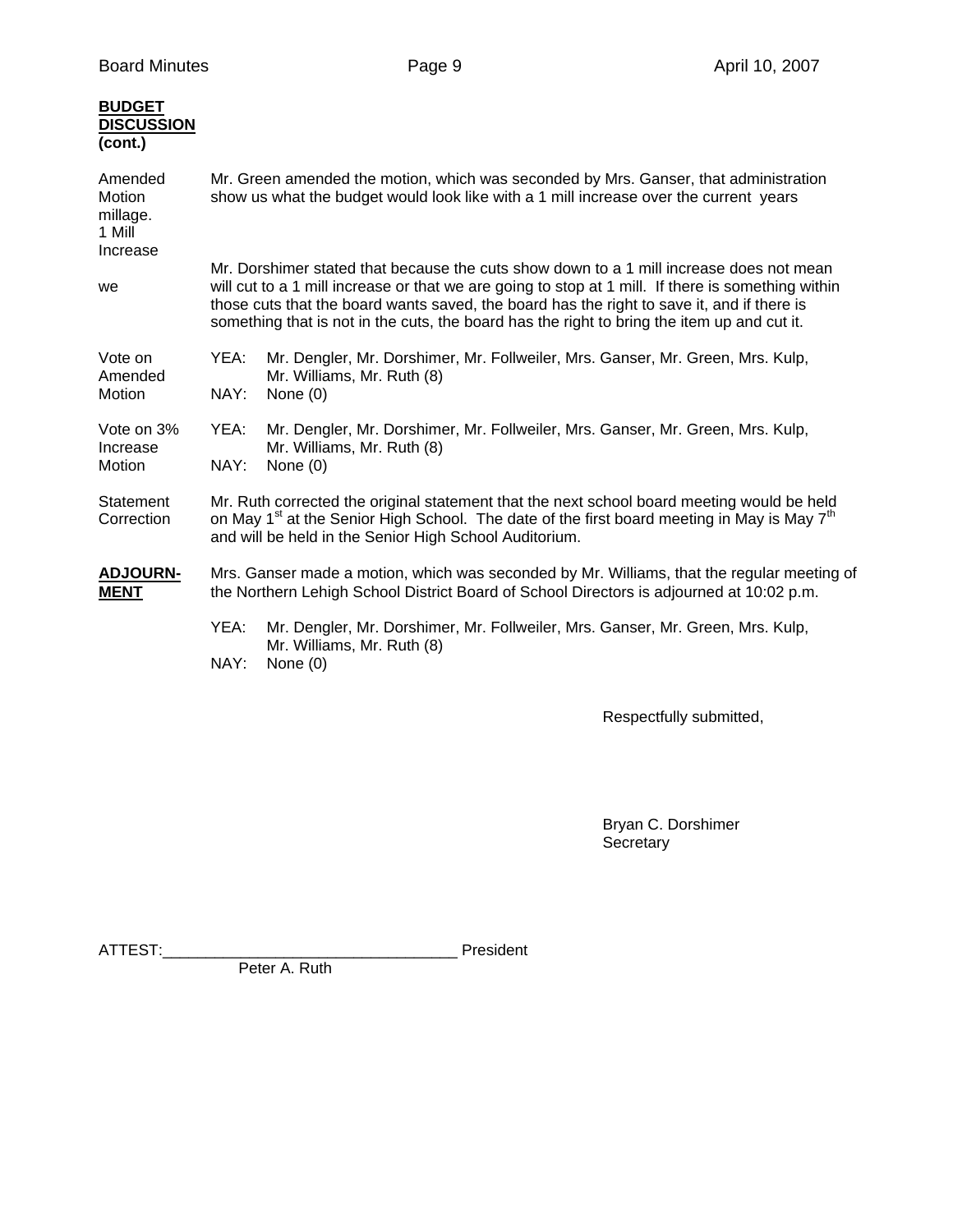**BUDGET DISCUSSION (cont.)**

Amended Motion 1 Mill Increase — Mr. Green amended the motion, which was seconded by Mrs. Ganser, that administration show us what the budget would look like with a 1 mill increase over the current years millage.

Mr. Dorshimer stated that because the cuts show down to a 1 mill increase does not mean we will cut to a 1 mill increase or that we are going to stop at 1 mill. If there is something within those cuts that the board wants saved, the board has the right to save it, and if there is something that is not in the cuts, the board has the right to bring the item up and cut it.

Vote on Amended Motion

YEA: Mr. Dengler, Mr. Dorshimer, Mr. Follweiler, Mrs. Ganser, Mr. Green, Mrs. Kulp, Mr. Williams, Mr. Ruth (8)
NAY: None (0)

Vote on 3% Increase Motion

YEA: Mr. Dengler, Mr. Dorshimer, Mr. Follweiler, Mrs. Ganser, Mr. Green, Mrs. Kulp, Mr. Williams, Mr. Ruth (8)
NAY: None (0)

Statement Correction — Mr. Ruth corrected the original statement that the next school board meeting would be held on May 1st at the Senior High School. The date of the first board meeting in May is May 7th and will be held in the Senior High School Auditorium.

**ADJOURNMENT**

Mrs. Ganser made a motion, which was seconded by Mr. Williams, that the regular meeting of the Northern Lehigh School District Board of School Directors is adjourned at 10:02 p.m.

YEA: Mr. Dengler, Mr. Dorshimer, Mr. Follweiler, Mrs. Ganser, Mr. Green, Mrs. Kulp, Mr. Williams, Mr. Ruth (8)
NAY: None (0)

Respectfully submitted,

Bryan C. Dorshimer
Secretary

ATTEST:\_\_\_\_\_\_\_\_\_\_\_\_\_\_\_\_\_\_\_\_\_\_\_\_\_\_\_\_\_\_ President
Peter A. Ruth